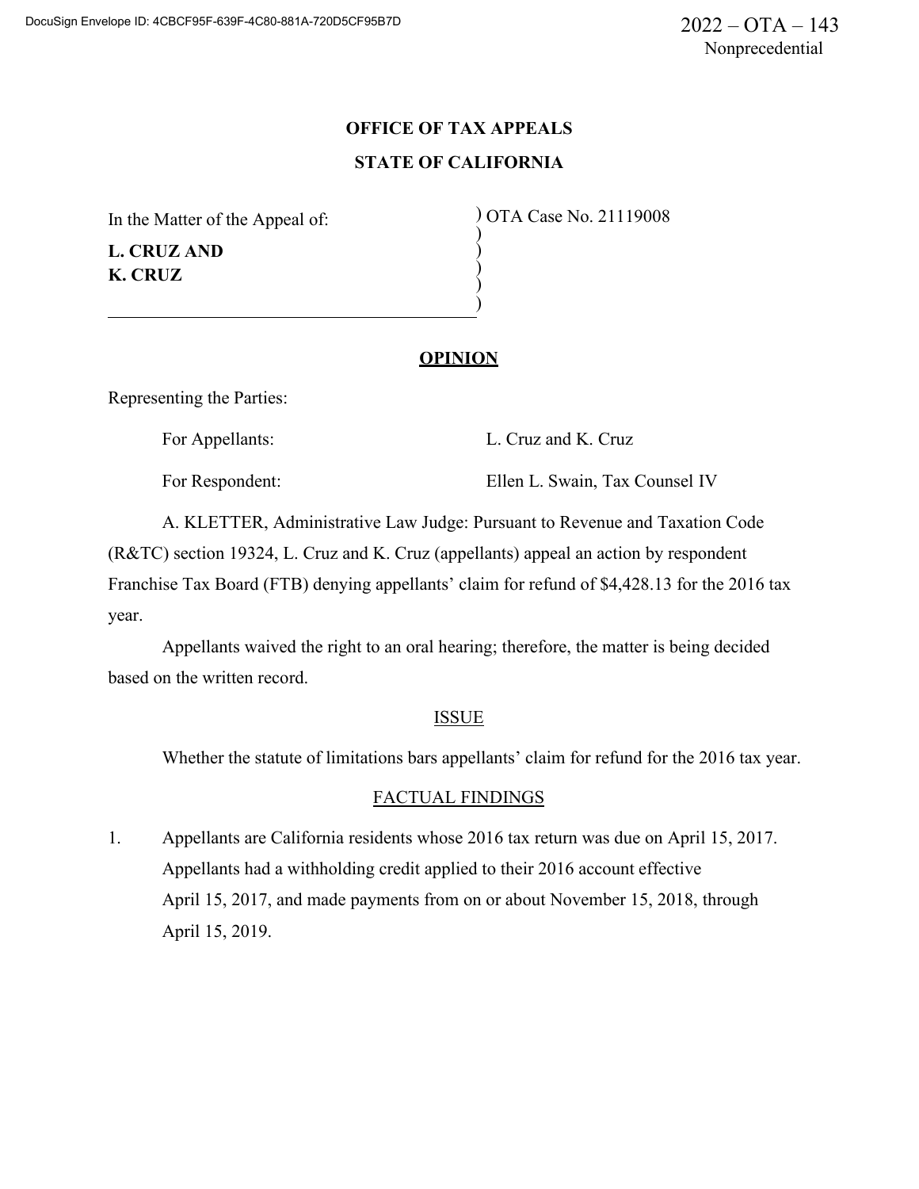2022 – OTA – 143
Nonprecedential

# OFFICE OF TAX APPEALS

# STATE OF CALIFORNIA

In the Matter of the Appeal of:

**L. CRUZ AND**
**K. CRUZ**

OTA Case No. 21119008

## OPINION

Representing the Parties:

For Appellants: L. Cruz and K. Cruz

For Respondent: Ellen L. Swain, Tax Counsel IV

A. KLETTER, Administrative Law Judge: Pursuant to Revenue and Taxation Code (R&TC) section 19324, L. Cruz and K. Cruz (appellants) appeal an action by respondent Franchise Tax Board (FTB) denying appellants' claim for refund of $4,428.13 for the 2016 tax year.

Appellants waived the right to an oral hearing; therefore, the matter is being decided based on the written record.

## ISSUE

Whether the statute of limitations bars appellants' claim for refund for the 2016 tax year.

## FACTUAL FINDINGS

1. Appellants are California residents whose 2016 tax return was due on April 15, 2017. Appellants had a withholding credit applied to their 2016 account effective April 15, 2017, and made payments from on or about November 15, 2018, through April 15, 2019.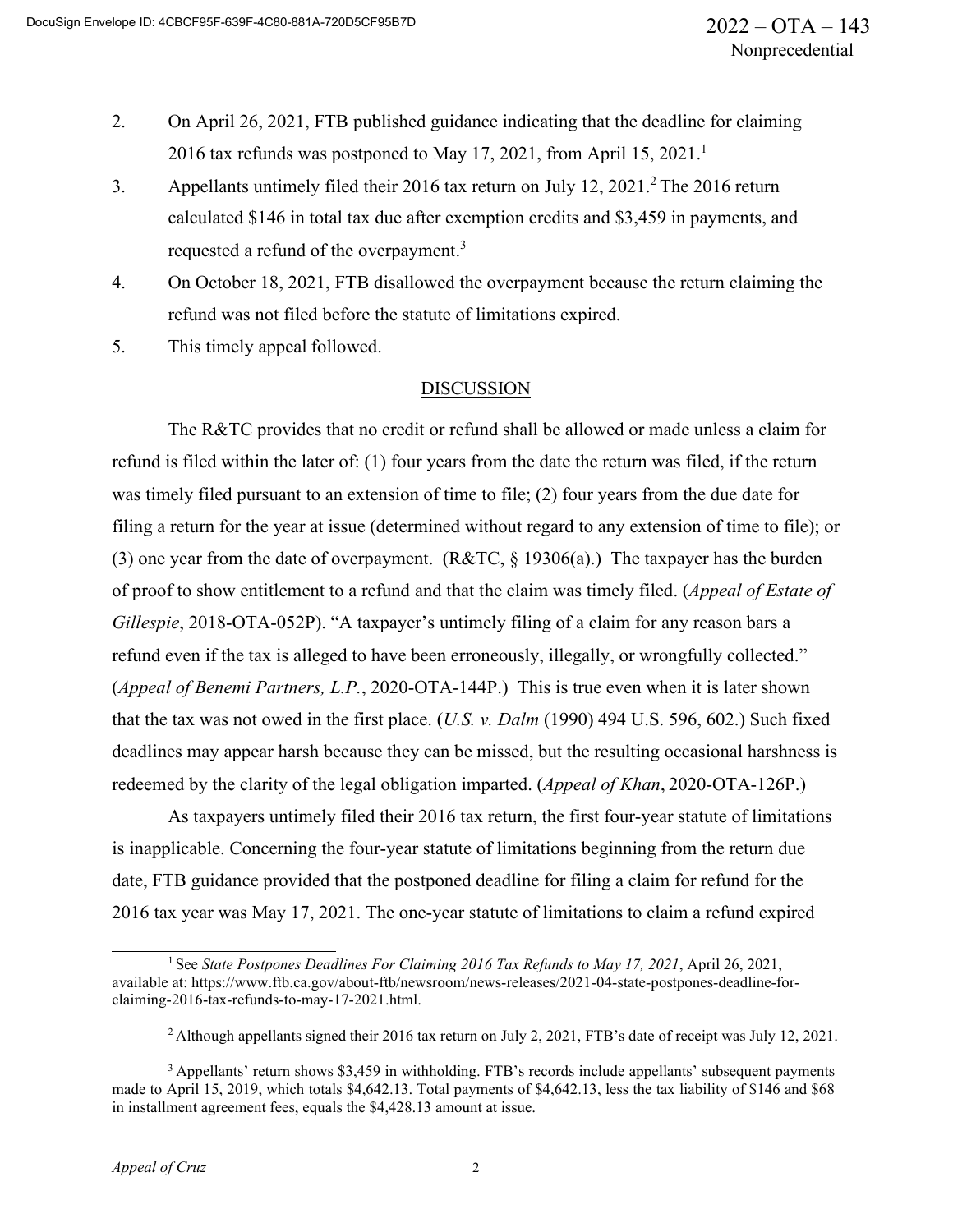2. On April 26, 2021, FTB published guidance indicating that the deadline for claiming 2016 tax refunds was postponed to May 17, 2021, from April 15, 2021.[1]
3. Appellants untimely filed their 2016 tax return on July 12, 2021.[2] The 2016 return calculated $146 in total tax due after exemption credits and $3,459 in payments, and requested a refund of the overpayment.[3]
4. On October 18, 2021, FTB disallowed the overpayment because the return claiming the refund was not filed before the statute of limitations expired.
5. This timely appeal followed.

## DISCUSSION

The R&TC provides that no credit or refund shall be allowed or made unless a claim for refund is filed within the later of: (1) four years from the date the return was filed, if the return was timely filed pursuant to an extension of time to file; (2) four years from the due date for filing a return for the year at issue (determined without regard to any extension of time to file); or (3) one year from the date of overpayment. (R&TC, § 19306(a).) The taxpayer has the burden of proof to show entitlement to a refund and that the claim was timely filed. (*Appeal of Estate of Gillespie*, 2018-OTA-052P). "A taxpayer's untimely filing of a claim for any reason bars a refund even if the tax is alleged to have been erroneously, illegally, or wrongfully collected." (*Appeal of Benemi Partners, L.P.*, 2020-OTA-144P.) This is true even when it is later shown that the tax was not owed in the first place. (*U.S. v. Dalm* (1990) 494 U.S. 596, 602.) Such fixed deadlines may appear harsh because they can be missed, but the resulting occasional harshness is redeemed by the clarity of the legal obligation imparted. (*Appeal of Khan*, 2020-OTA-126P.)

As taxpayers untimely filed their 2016 tax return, the first four-year statute of limitations is inapplicable. Concerning the four-year statute of limitations beginning from the return due date, FTB guidance provided that the postponed deadline for filing a claim for refund for the 2016 tax year was May 17, 2021. The one-year statute of limitations to claim a refund expired

---

[1] See *State Postpones Deadlines For Claiming 2016 Tax Refunds to May 17, 2021*, April 26, 2021, available at: https://www.ftb.ca.gov/about-ftb/newsroom/news-releases/2021-04-state-postpones-deadline-for-claiming-2016-tax-refunds-to-may-17-2021.html.

[2] Although appellants signed their 2016 tax return on July 2, 2021, FTB's date of receipt was July 12, 2021.

[3] Appellants' return shows $3,459 in withholding. FTB's records include appellants' subsequent payments made to April 15, 2019, which totals $4,642.13. Total payments of $4,642.13, less the tax liability of $146 and $68 in installment agreement fees, equals the $4,428.13 amount at issue.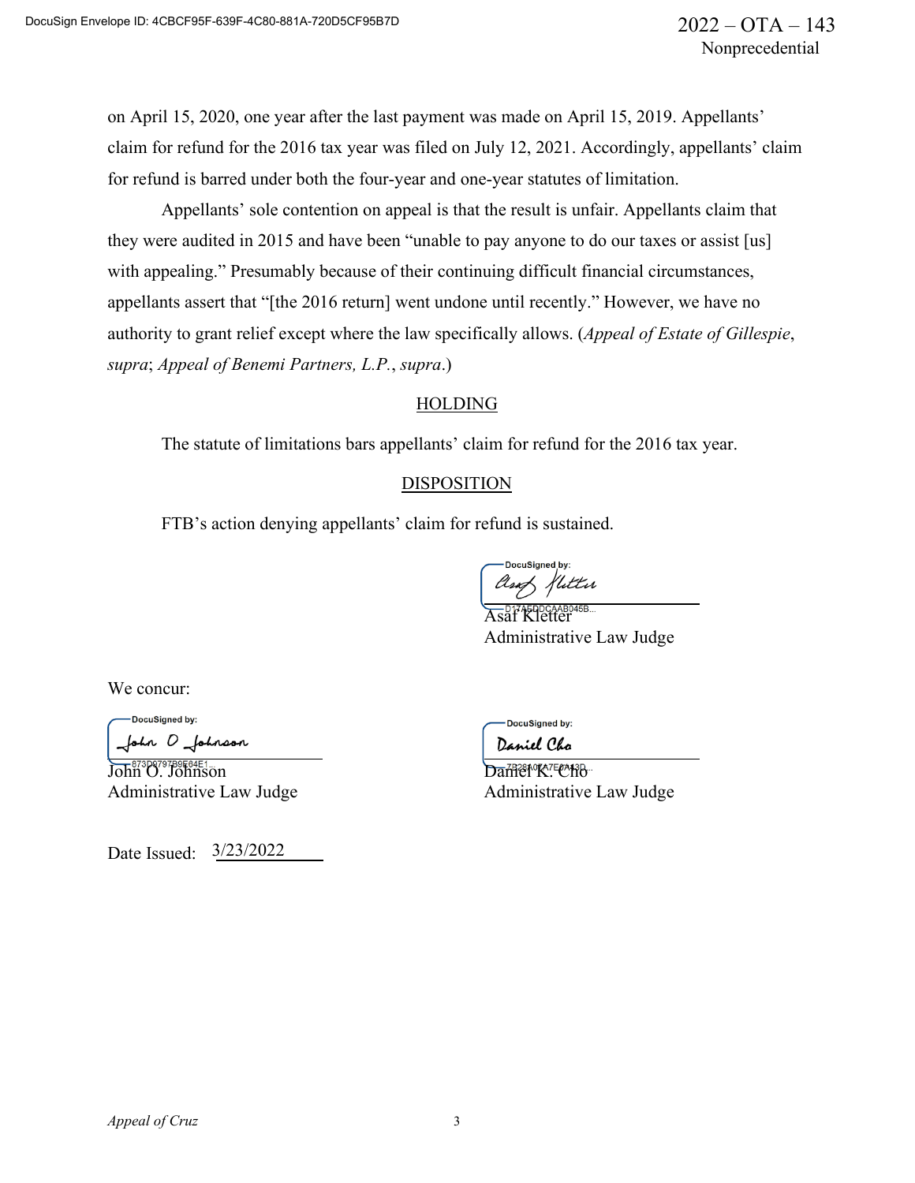on April 15, 2020, one year after the last payment was made on April 15, 2019. Appellants' claim for refund for the 2016 tax year was filed on July 12, 2021. Accordingly, appellants' claim for refund is barred under both the four-year and one-year statutes of limitation.

Appellants' sole contention on appeal is that the result is unfair. Appellants claim that they were audited in 2015 and have been "unable to pay anyone to do our taxes or assist [us] with appealing." Presumably because of their continuing difficult financial circumstances, appellants assert that "[the 2016 return] went undone until recently." However, we have no authority to grant relief except where the law specifically allows. (*Appeal of Estate of Gillespie*, *supra*; *Appeal of Benemi Partners, L.P.*, *supra*.)

## HOLDING

The statute of limitations bars appellants' claim for refund for the 2016 tax year.

## DISPOSITION

FTB's action denying appellants' claim for refund is sustained.

DocuSigned by:
Asaf Kletter
D17AEDDCAAB045B...
Asaf Kletter
Administrative Law Judge

We concur:

DocuSigned by:
John O Johnson
873D9797B9E64E1...
John O. Johnson
Administrative Law Judge

DocuSigned by:
Daniel Cho
7B28A0EA7E6A43D...
Daniel K. Cho
Administrative Law Judge

Date Issued: 3/23/2022